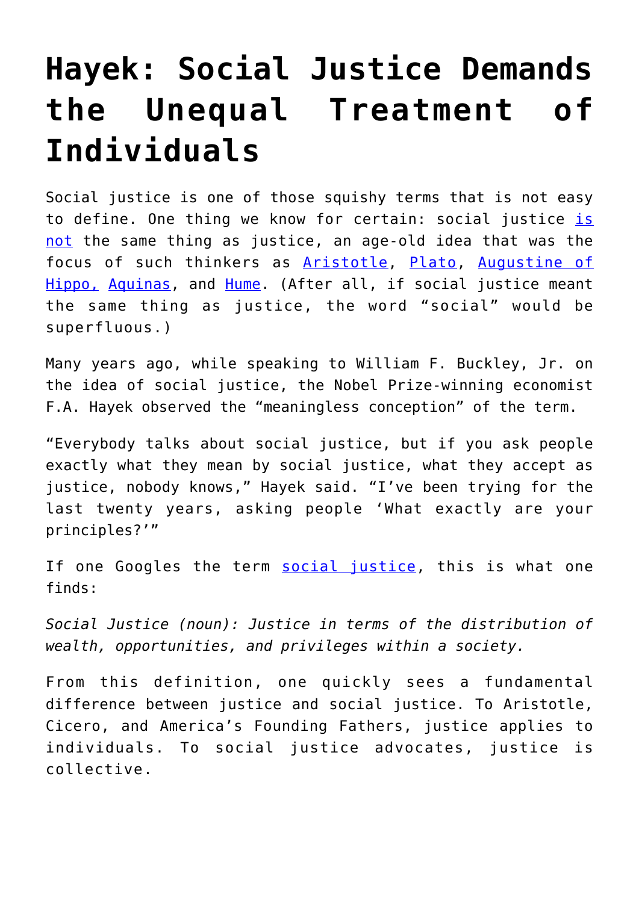# Hayek: Social Justice Demands the Unequal Treatment of Individuals

Social justice is one of those squishy terms that is not easy to define. One thing we know for certain: social justice is not the same thing as justice, an age-old idea that was the focus of such thinkers as Aristotle, Plato, Augustine of Hippo, Aquinas, and Hume. (After all, if social justice meant the same thing as justice, the word "social" would be superfluous.)

Many years ago, while speaking to William F. Buckley, Jr. on the idea of social justice, the Nobel Prize-winning economist F.A. Hayek observed the "meaningless conception" of the term.

"Everybody talks about social justice, but if you ask people exactly what they mean by social justice, what they accept as justice, nobody knows," Hayek said. "I've been trying for the last twenty years, asking people 'What exactly are your principles?'"

If one Googles the term social justice, this is what one finds:

*Social Justice (noun): Justice in terms of the distribution of wealth, opportunities, and privileges within a society.*

From this definition, one quickly sees a fundamental difference between justice and social justice. To Aristotle, Cicero, and America's Founding Fathers, justice applies to individuals. To social justice advocates, justice is collective.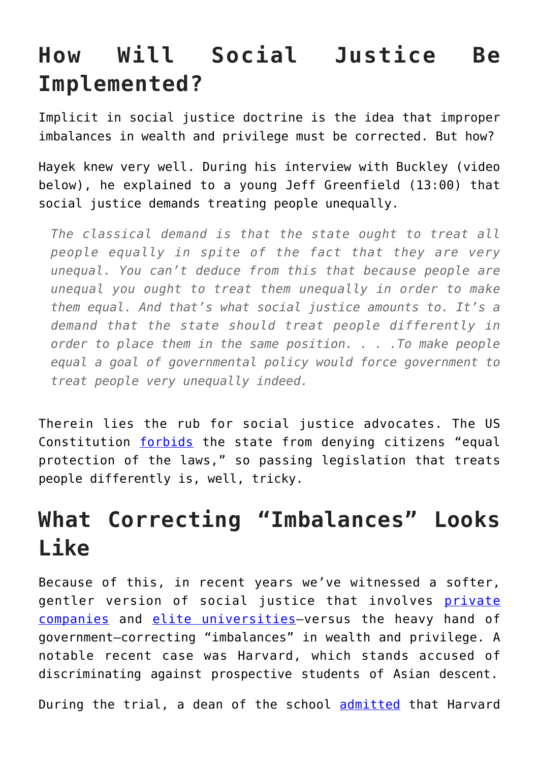## How Will Social Justice Be Implemented?

Implicit in social justice doctrine is the idea that improper imbalances in wealth and privilege must be corrected. But how?

Hayek knew very well. During his interview with Buckley (video below), he explained to a young Jeff Greenfield (13:00) that social justice demands treating people unequally.

> *The classical demand is that the state ought to treat all people equally in spite of the fact that they are very unequal. You can't deduce from this that because people are unequal you ought to treat them unequally in order to make them equal. And that's what social justice amounts to. It's a demand that the state should treat people differently in order to place them in the same position. . . .To make people equal a goal of governmental policy would force government to treat people very unequally indeed.*

Therein lies the rub for social justice advocates. The US Constitution forbids the state from denying citizens "equal protection of the laws," so passing legislation that treats people differently is, well, tricky.

## What Correcting "Imbalances" Looks Like

Because of this, in recent years we've witnessed a softer, gentler version of social justice that involves private companies and elite universities—versus the heavy hand of government—correcting "imbalances" in wealth and privilege. A notable recent case was Harvard, which stands accused of discriminating against prospective students of Asian descent.

During the trial, a dean of the school admitted that Harvard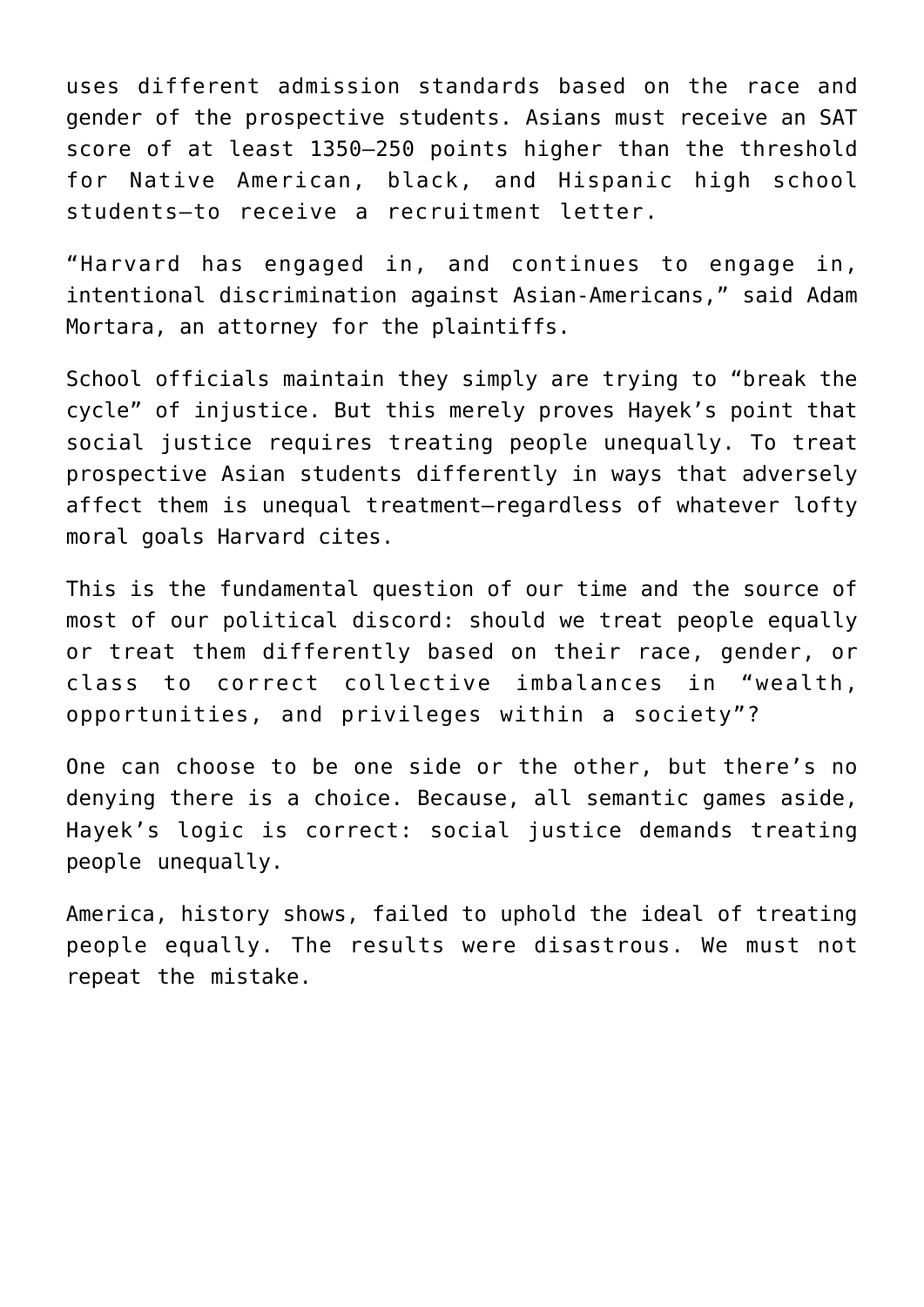uses different admission standards based on the race and gender of the prospective students. Asians must receive an SAT score of at least 1350—250 points higher than the threshold for Native American, black, and Hispanic high school students—to receive a recruitment letter.

"Harvard has engaged in, and continues to engage in, intentional discrimination against Asian-Americans," said Adam Mortara, an attorney for the plaintiffs.

School officials maintain they simply are trying to "break the cycle" of injustice. But this merely proves Hayek's point that social justice requires treating people unequally. To treat prospective Asian students differently in ways that adversely affect them is unequal treatment—regardless of whatever lofty moral goals Harvard cites.

This is the fundamental question of our time and the source of most of our political discord: should we treat people equally or treat them differently based on their race, gender, or class to correct collective imbalances in "wealth, opportunities, and privileges within a society"?

One can choose to be one side or the other, but there's no denying there is a choice. Because, all semantic games aside, Hayek's logic is correct: social justice demands treating people unequally.

America, history shows, failed to uphold the ideal of treating people equally. The results were disastrous. We must not repeat the mistake.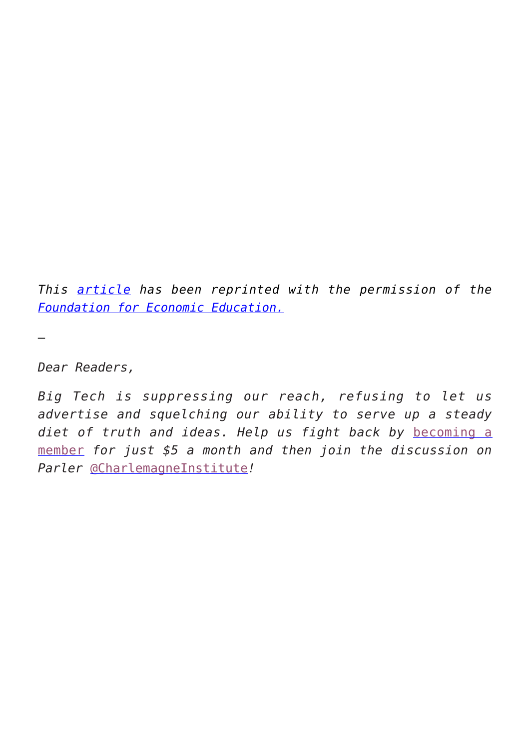*This [article](#) has been reprinted with the permission of the [Foundation for Economic Education.](#)*

—

*Dear Readers,*

*Big Tech is suppressing our reach, refusing to let us advertise and squelching our ability to serve up a steady diet of truth and ideas. Help us fight back by [becoming a member](#) for just $5 a month and then join the discussion on Parler [@CharlemagneInstitute](#)!*